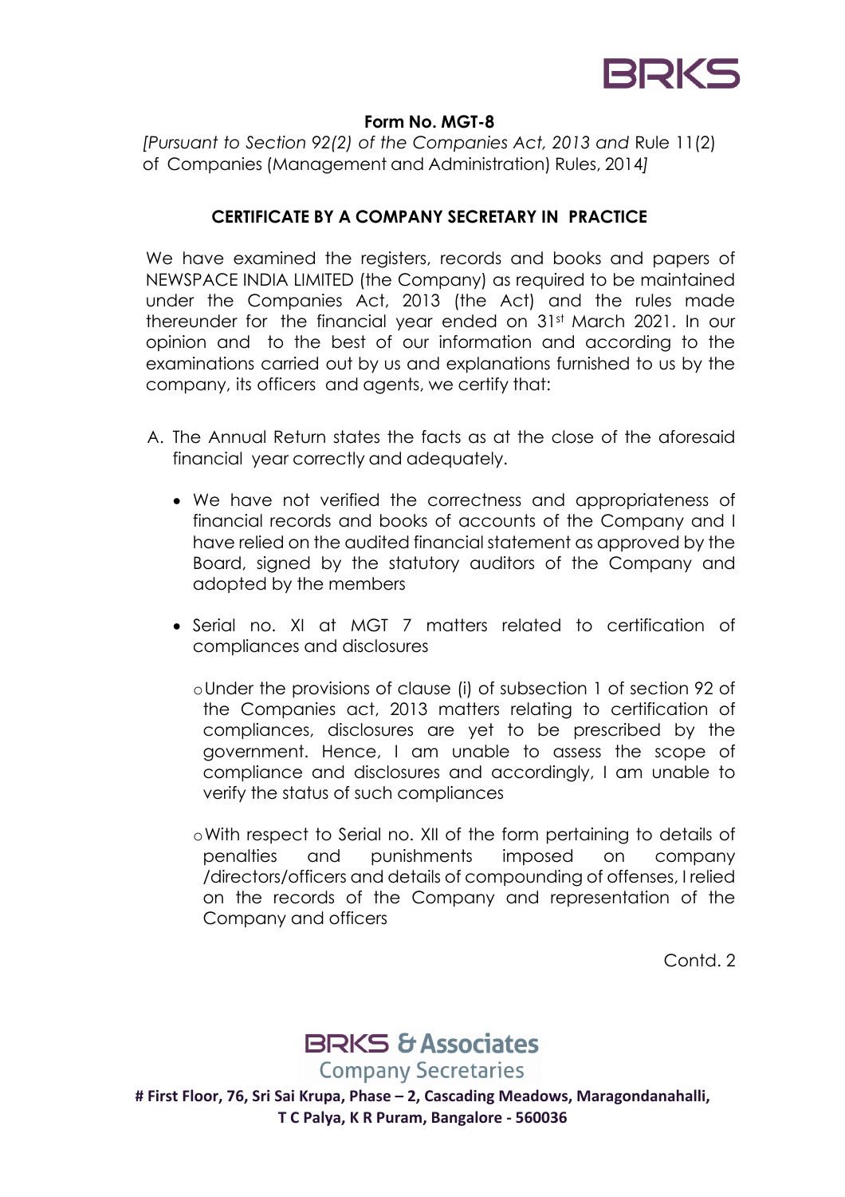**Form No. MGT-8**

*[Pursuant to Section 92(2) of the Companies Act, 2013 and* Rule 11(2) of Companies (Management and Administration) Rules, 2014*]*

**CERTIFICATE BY A COMPANY SECRETARY IN PRACTICE**

We have examined the registers, records and books and papers of NEWSPACE INDIA LIMITED (the Company) as required to be maintained under the Companies Act, 2013 (the Act) and the rules made thereunder for the financial year ended on 31st March 2021. In our opinion and to the best of our information and according to the examinations carried out by us and explanations furnished to us by the company, its officers and agents, we certify that:

A. The Annual Return states the facts as at the close of the aforesaid financial year correctly and adequately.

   - We have not verified the correctness and appropriateness of financial records and books of accounts of the Company and I have relied on the audited financial statement as approved by the Board, signed by the statutory auditors of the Company and adopted by the members

   - Serial no. XI at MGT 7 matters related to certification of compliances and disclosures

     - Under the provisions of clause (i) of subsection 1 of section 92 of the Companies act, 2013 matters relating to certification of compliances, disclosures are yet to be prescribed by the government. Hence, I am unable to assess the scope of compliance and disclosures and accordingly, I am unable to verify the status of such compliances

     - With respect to Serial no. XII of the form pertaining to details of penalties and punishments imposed on company /directors/officers and details of compounding of offenses, I relied on the records of the Company and representation of the Company and officers

Contd. 2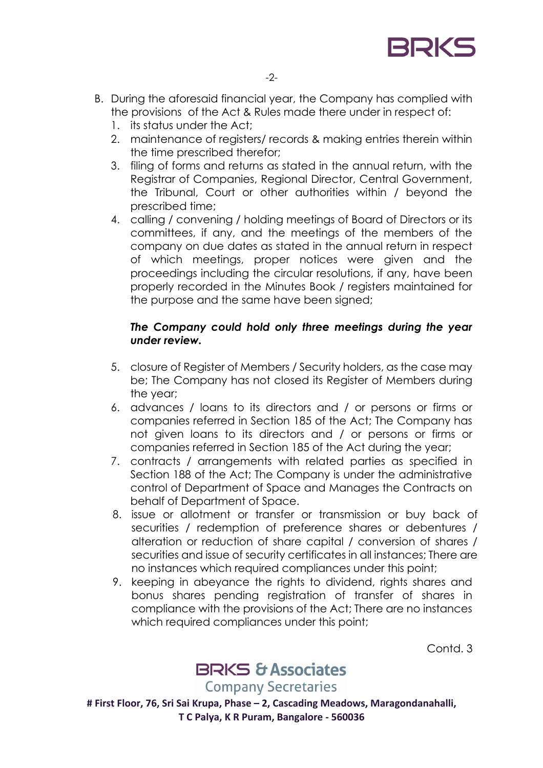B. During the aforesaid financial year, the Company has complied with the provisions of the Act & Rules made there under in respect of:

1. its status under the Act;
2. maintenance of registers/ records & making entries therein within the time prescribed therefor;
3. filing of forms and returns as stated in the annual return, with the Registrar of Companies, Regional Director, Central Government, the Tribunal, Court or other authorities within / beyond the prescribed time;
4. calling / convening / holding meetings of Board of Directors or its committees, if any, and the meetings of the members of the company on due dates as stated in the annual return in respect of which meetings, proper notices were given and the proceedings including the circular resolutions, if any, have been properly recorded in the Minutes Book / registers maintained for the purpose and the same have been signed;

   ***The Company could hold only three meetings during the year under review.***

5. closure of Register of Members / Security holders, as the case may be; The Company has not closed its Register of Members during the year;
6. advances / loans to its directors and / or persons or firms or companies referred in Section 185 of the Act; The Company has not given loans to its directors and / or persons or firms or companies referred in Section 185 of the Act during the year;
7. contracts / arrangements with related parties as specified in Section 188 of the Act; The Company is under the administrative control of Department of Space and Manages the Contracts on behalf of Department of Space.
8. issue or allotment or transfer or transmission or buy back of securities / redemption of preference shares or debentures / alteration or reduction of share capital / conversion of shares / securities and issue of security certificates in all instances; There are no instances which required compliances under this point;
9. keeping in abeyance the rights to dividend, rights shares and bonus shares pending registration of transfer of shares in compliance with the provisions of the Act; There are no instances which required compliances under this point;

Contd. 3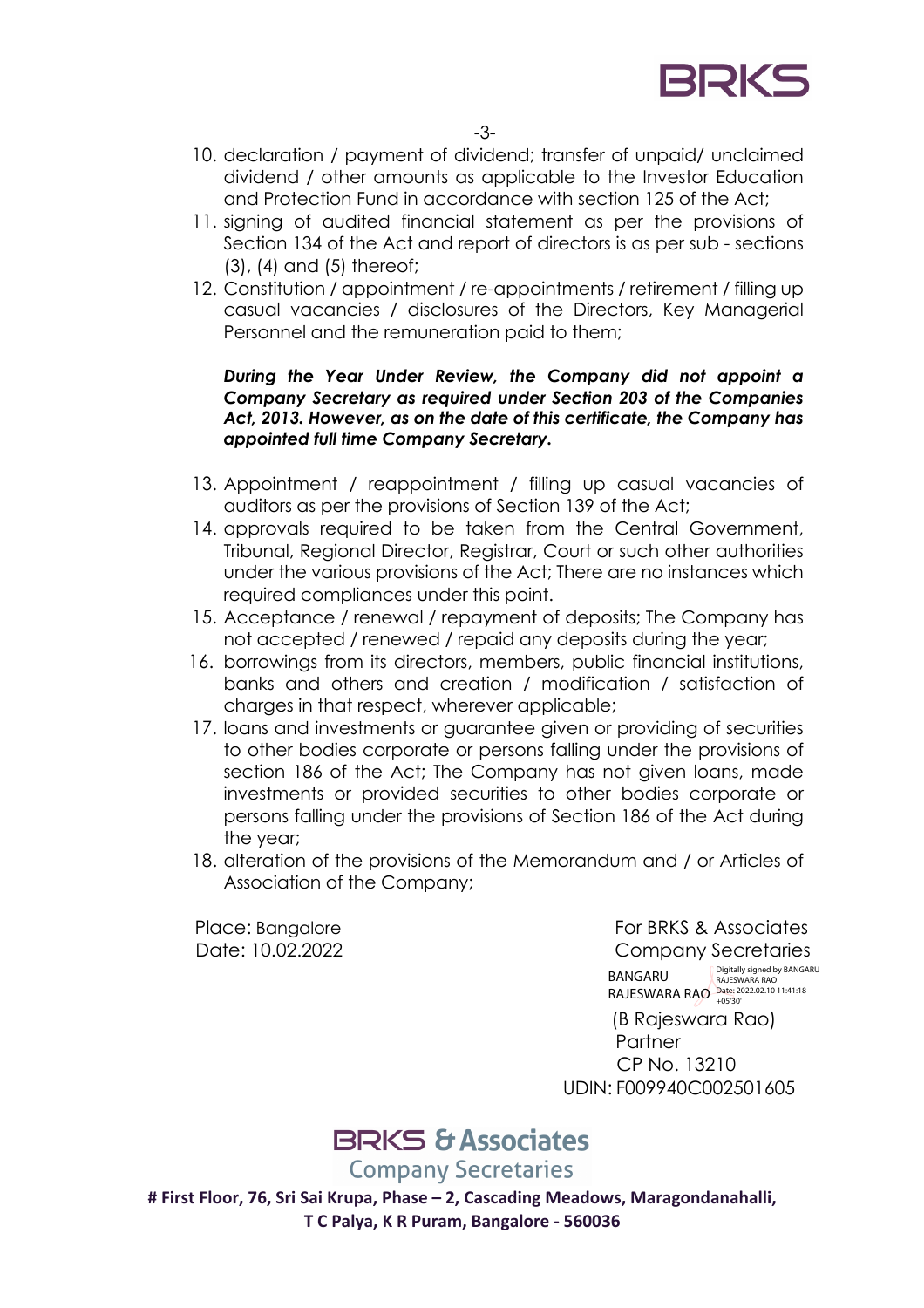10. declaration / payment of dividend; transfer of unpaid/ unclaimed dividend / other amounts as applicable to the Investor Education and Protection Fund in accordance with section 125 of the Act;
11. signing of audited financial statement as per the provisions of Section 134 of the Act and report of directors is as per sub - sections (3), (4) and (5) thereof;
12. Constitution / appointment / re-appointments / retirement / filling up casual vacancies / disclosures of the Directors, Key Managerial Personnel and the remuneration paid to them;

***During the Year Under Review, the Company did not appoint a Company Secretary as required under Section 203 of the Companies Act, 2013. However, as on the date of this certificate, the Company has appointed full time Company Secretary.***

13. Appointment / reappointment / filling up casual vacancies of auditors as per the provisions of Section 139 of the Act;
14. approvals required to be taken from the Central Government, Tribunal, Regional Director, Registrar, Court or such other authorities under the various provisions of the Act; There are no instances which required compliances under this point.
15. Acceptance / renewal / repayment of deposits; The Company has not accepted / renewed / repaid any deposits during the year;
16. borrowings from its directors, members, public financial institutions, banks and others and creation / modification / satisfaction of charges in that respect, wherever applicable;
17. loans and investments or guarantee given or providing of securities to other bodies corporate or persons falling under the provisions of section 186 of the Act; The Company has not given loans, made investments or provided securities to other bodies corporate or persons falling under the provisions of Section 186 of the Act during the year;
18. alteration of the provisions of the Memorandum and / or Articles of Association of the Company;

Place: Bangalore
Date: 10.02.2022

For BRKS & Associates
Company Secretaries

BANGARU RAJESWARA RAO
Digitally signed by BANGARU RAJESWARA RAO
Date: 2022.02.10 11:41:18 +05'30'

(B Rajeswara Rao)
Partner
CP No. 13210
UDIN: F009940C002501605

**BRKS & Associates**
Company Secretaries

**# First Floor, 76, Sri Sai Krupa, Phase – 2, Cascading Meadows, Maragondanahalli, T C Palya, K R Puram, Bangalore - 560036**